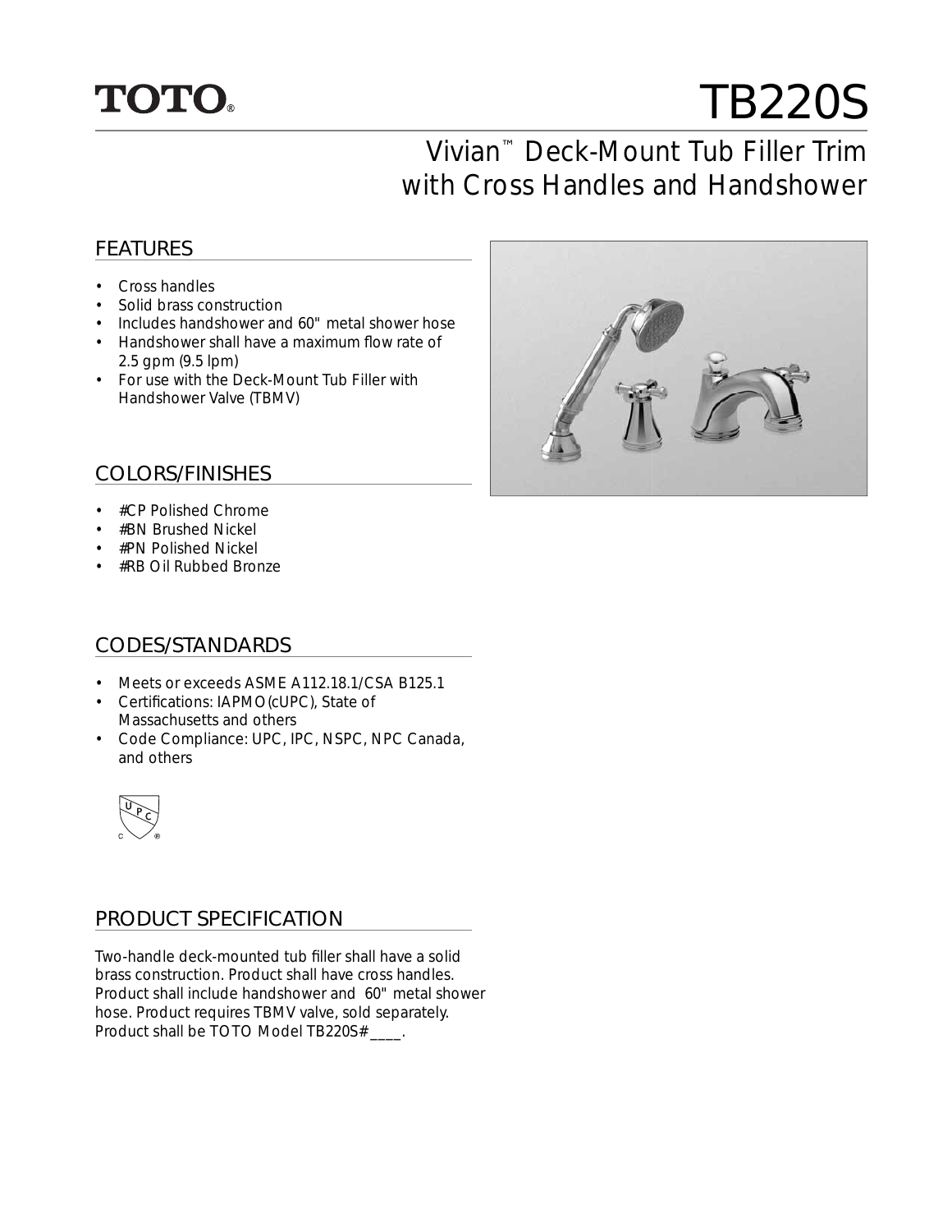TOTO®

# TB220S

## Vivian™ Deck-Mount Tub Filler Trim with Cross Handles and Handshower

### FEATURES

- Cross handles
- Solid brass construction
- Includes handshower and 60" metal shower hose
- Handshower shall have a maximum flow rate of 2.5 gpm (9.5 lpm)
- For use with the Deck-Mount Tub Filler with Handshower Valve (TBMV)

### COLORS/FINISHES

- #CP Polished Chrome
- #BN Brushed Nickel
- #PN Polished Nickel
- #RB Oil Rubbed Bronze

### CODES/STANDARDS

- Meets or exceeds ASME A112.18.1/CSA B125.1
- Certifications: IAPMO(cUPC), State of Massachusetts and others
- Code Compliance: UPC, IPC, NSPC, NPC Canada, and others

### PRODUCT SPECIFICATION

Two-handle deck-mounted tub filler shall have a solid brass construction. Product shall have cross handles. Product shall include handshower and 60" metal shower hose. Product requires TBMV valve, sold separately. Product shall be TOTO Model TB220S#____.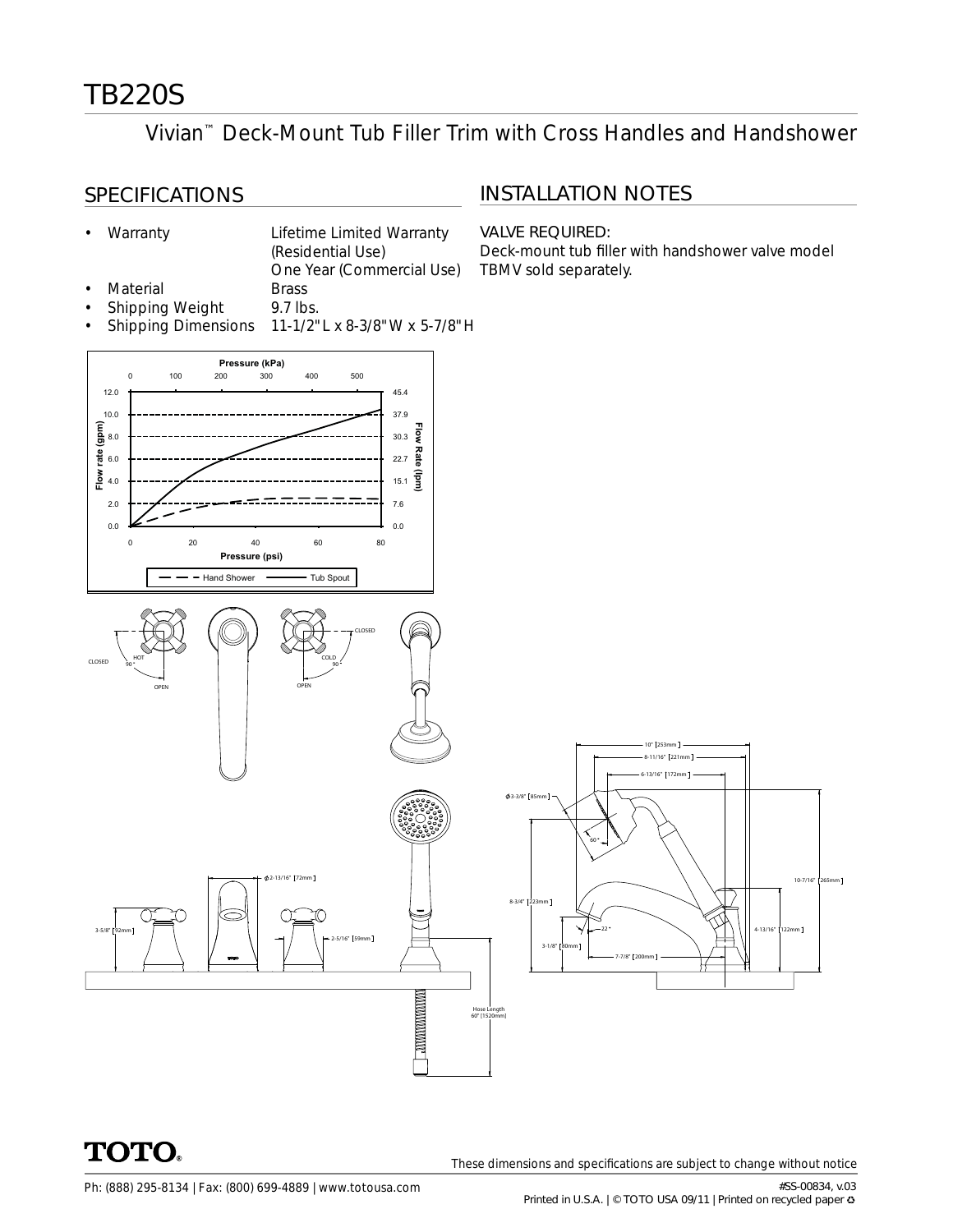# TB220S

## Vivian™ Deck-Mount Tub Filler Trim with Cross Handles and Handshower

## SPECIFICATIONS

- Warranty — Lifetime Limited Warranty (Residential Use), One Year (Commercial Use)
- Material — Brass
- Shipping Weight — 9.7 lbs.
- Shipping Dimensions — 11-1/2" L x 8-3/8" W x 5-7/8" H

## INSTALLATION NOTES

VALVE REQUIRED:
Deck-mount tub filler with handshower valve model TBMV sold separately.

Pressure (kPa)
0 100 200 300 400 500
Flow rate (gpm)
12.0 10.0 8.0 6.0 4.0 2.0 0.0
Flow Rate (lpm)
45.4 37.9 30.3 22.7 15.1 7.6 0.0
0 20 40 60 80
Pressure (psi)
Hand Shower
Tub Spout

CLOSED
HOT 90°
OPEN
CLOSED
COLD 90°
OPEN

ϕ2-13/16" [72mm]
3-5/8" [92mm]
2-5/16" [59mm]
Hose Length 60" [1520mm]

10" [253mm]
8-11/16" [221mm]
6-13/16" [172mm]
ϕ3-3/8" [85mm]
60°
8-3/4" [223mm]
22°
3-1/8" [80mm]
7-7/8" [200mm]
10-7/16" [265mm]
4-13/16" [122mm]

These dimensions and specifications are subject to change without notice

Ph: (888) 295-8134 | Fax: (800) 699-4889 | www.totousa.com

#SS-00834, v.03
Printed in U.S.A. | © TOTO USA 09/11 | Printed on recycled paper